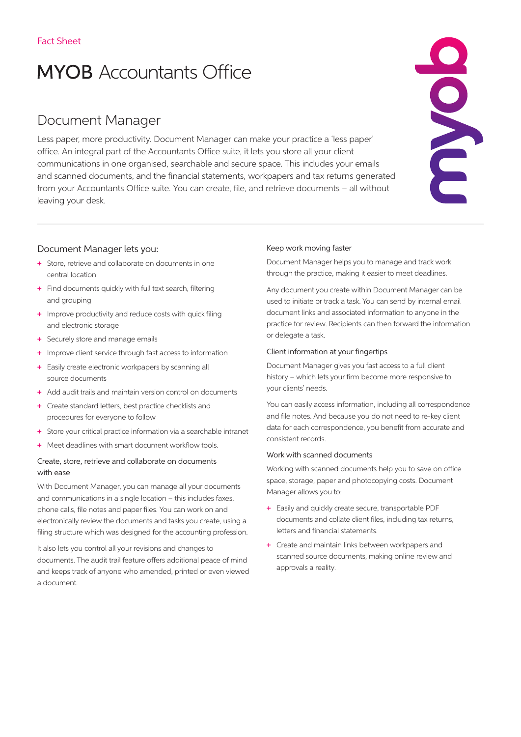Fact Sheet

# MYOB Accountants Office

## Document Manager

Less paper, more productivity. Document Manager can make your practice a 'less paper' office. An integral part of the Accountants Office suite, it lets you store all your client communications in one organised, searchable and secure space. This includes your emails and scanned documents, and the financial statements, workpapers and tax returns generated from your Accountants Office suite. You can create, file, and retrieve documents – all without leaving your desk.

### Document Manager lets you:

- Store, retrieve and collaborate on documents in one central location
- Find documents quickly with full text search, filtering and grouping
- Improve productivity and reduce costs with quick filing and electronic storage
- Securely store and manage emails
- Improve client service through fast access to information
- Easily create electronic workpapers by scanning all source documents
- Add audit trails and maintain version control on documents
- Create standard letters, best practice checklists and procedures for everyone to follow
- Store your critical practice information via a searchable intranet
- Meet deadlines with smart document workflow tools.

#### Create, store, retrieve and collaborate on documents with ease

With Document Manager, you can manage all your documents and communications in a single location – this includes faxes, phone calls, file notes and paper files. You can work on and electronically review the documents and tasks you create, using a filing structure which was designed for the accounting profession.

It also lets you control all your revisions and changes to documents. The audit trail feature offers additional peace of mind and keeps track of anyone who amended, printed or even viewed a document.

#### Keep work moving faster

Document Manager helps you to manage and track work through the practice, making it easier to meet deadlines.

Any document you create within Document Manager can be used to initiate or track a task. You can send by internal email document links and associated information to anyone in the practice for review. Recipients can then forward the information or delegate a task.

#### Client information at your fingertips

Document Manager gives you fast access to a full client history – which lets your firm become more responsive to your clients' needs.

You can easily access information, including all correspondence and file notes. And because you do not need to re-key client data for each correspondence, you benefit from accurate and consistent records.

#### Work with scanned documents

Working with scanned documents help you to save on office space, storage, paper and photocopying costs. Document Manager allows you to:

- Easily and quickly create secure, transportable PDF documents and collate client files, including tax returns, letters and financial statements.
- Create and maintain links between workpapers and scanned source documents, making online review and approvals a reality.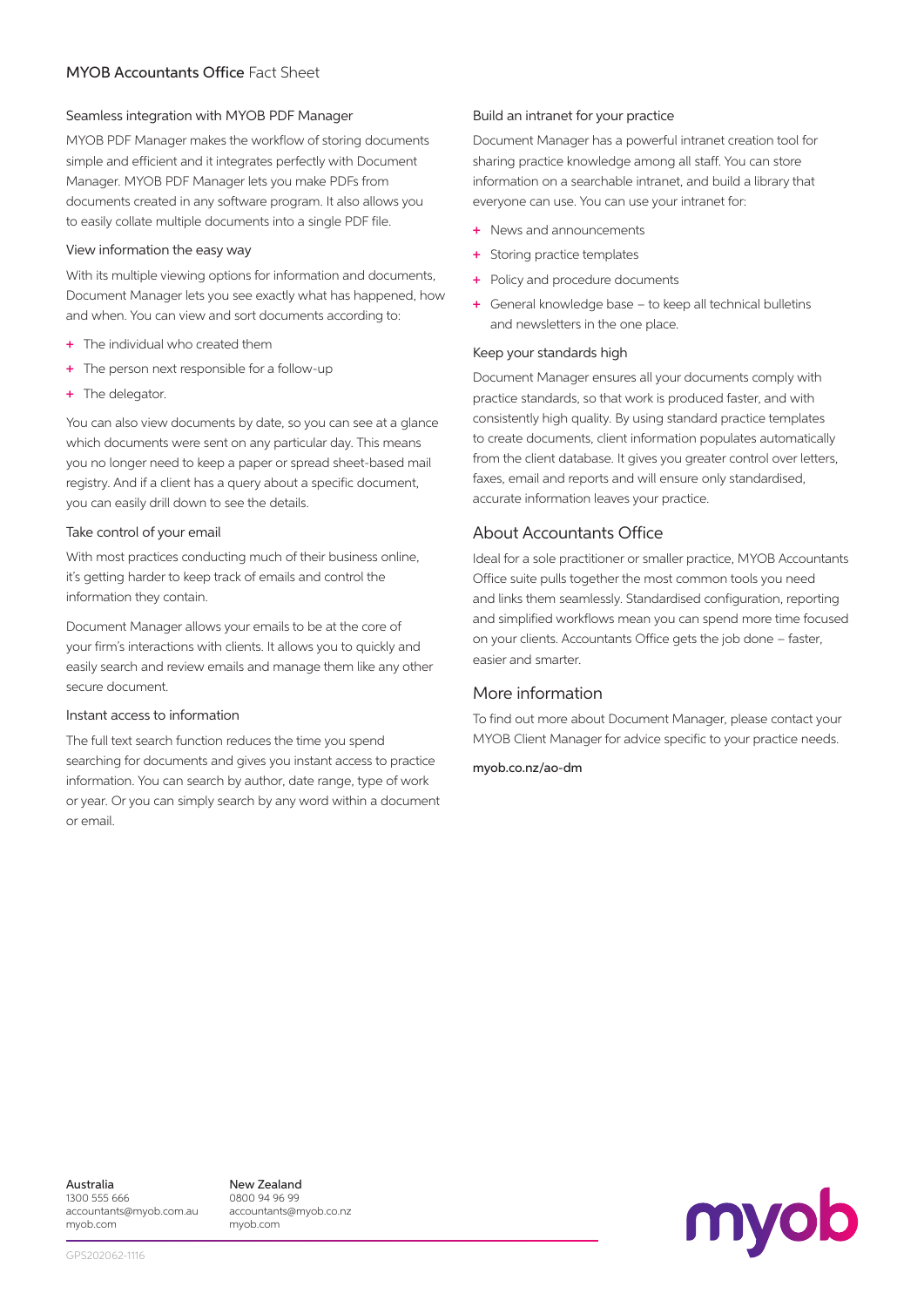### Seamless integration with MYOB PDF Manager

MYOB PDF Manager makes the workflow of storing documents simple and efficient and it integrates perfectly with Document Manager. MYOB PDF Manager lets you make PDFs from documents created in any software program. It also allows you to easily collate multiple documents into a single PDF file.

### View information the easy way

With its multiple viewing options for information and documents, Document Manager lets you see exactly what has happened, how and when. You can view and sort documents according to:

+ The individual who created them
+ The person next responsible for a follow-up
+ The delegator.

You can also view documents by date, so you can see at a glance which documents were sent on any particular day. This means you no longer need to keep a paper or spread sheet-based mail registry. And if a client has a query about a specific document, you can easily drill down to see the details.

### Take control of your email

With most practices conducting much of their business online, it's getting harder to keep track of emails and control the information they contain.

Document Manager allows your emails to be at the core of your firm's interactions with clients. It allows you to quickly and easily search and review emails and manage them like any other secure document.

### Instant access to information

The full text search function reduces the time you spend searching for documents and gives you instant access to practice information. You can search by author, date range, type of work or year. Or you can simply search by any word within a document or email.

### Build an intranet for your practice

Document Manager has a powerful intranet creation tool for sharing practice knowledge among all staff. You can store information on a searchable intranet, and build a library that everyone can use. You can use your intranet for:

+ News and announcements
+ Storing practice templates
+ Policy and procedure documents
+ General knowledge base – to keep all technical bulletins and newsletters in the one place.

### Keep your standards high

Document Manager ensures all your documents comply with practice standards, so that work is produced faster, and with consistently high quality. By using standard practice templates to create documents, client information populates automatically from the client database. It gives you greater control over letters, faxes, email and reports and will ensure only standardised, accurate information leaves your practice.

## About Accountants Office

Ideal for a sole practitioner or smaller practice, MYOB Accountants Office suite pulls together the most common tools you need and links them seamlessly. Standardised configuration, reporting and simplified workflows mean you can spend more time focused on your clients. Accountants Office gets the job done – faster, easier and smarter.

## More information

To find out more about Document Manager, please contact your MYOB Client Manager for advice specific to your practice needs.

myob.co.nz/ao-dm

**Australia**
1300 555 666
accountants@myob.com.au
myob.com

**New Zealand**
0800 94 96 99
accountants@myob.co.nz
myob.com

GPS202062-1116